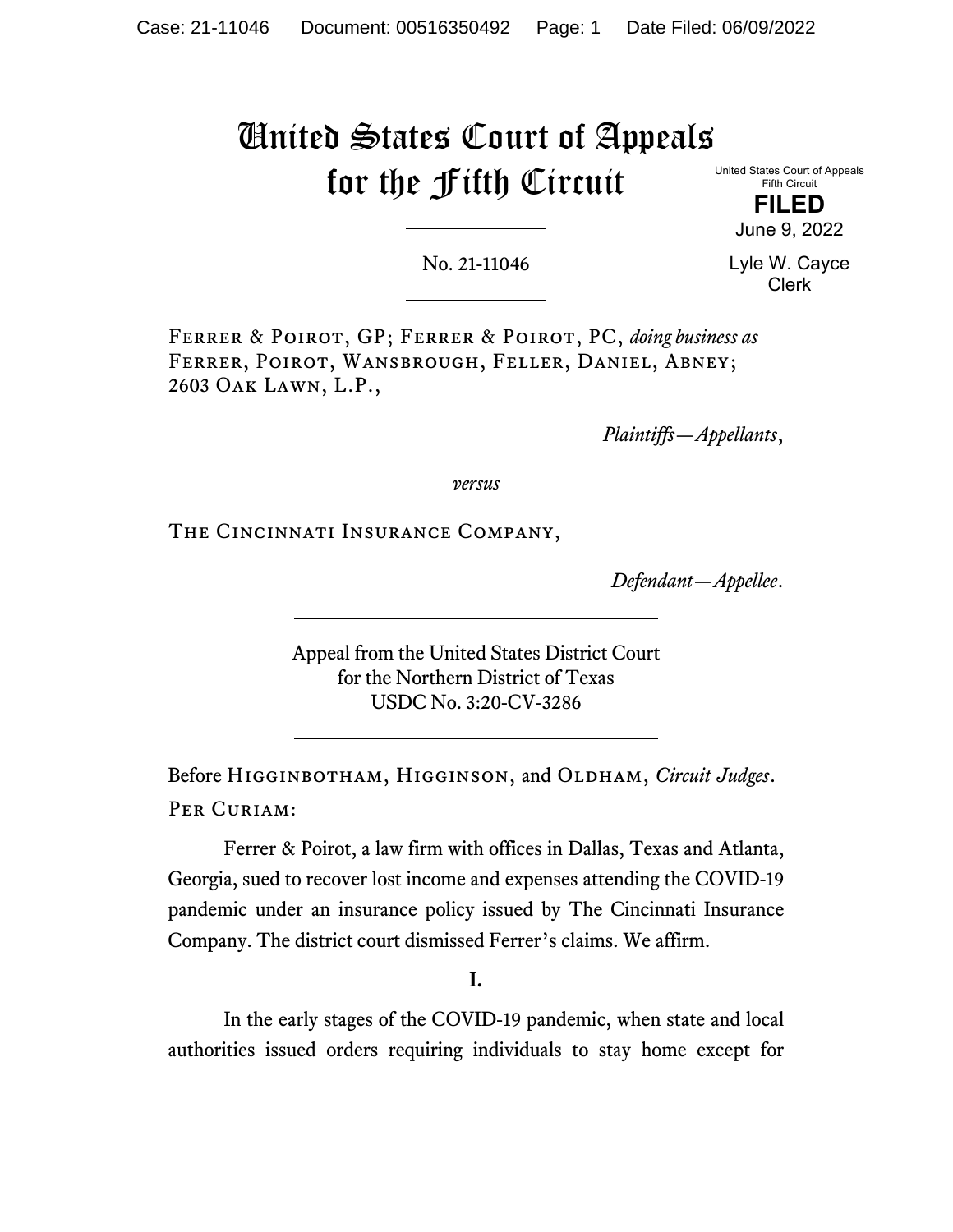# United States Court of Appeals for the Fifth Circuit

United States Court of Appeals
Fifth Circuit

**FILED**

June 9, 2022

Lyle W. Cayce
Clerk

No. 21-11046

Ferrer & Poirot, GP; Ferrer & Poirot, PC, *doing business as* Ferrer, Poirot, Wansbrough, Feller, Daniel, Abney; 2603 Oak Lawn, L.P.,

*Plaintiffs—Appellants*,

*versus*

The Cincinnati Insurance Company,

*Defendant—Appellee*.

Appeal from the United States District Court
for the Northern District of Texas
USDC No. 3:20-CV-3286

Before Higginbotham, Higginson, and Oldham, *Circuit Judges*.

Per Curiam:

Ferrer & Poirot, a law firm with offices in Dallas, Texas and Atlanta, Georgia, sued to recover lost income and expenses attending the COVID-19 pandemic under an insurance policy issued by The Cincinnati Insurance Company. The district court dismissed Ferrer's claims. We affirm.

**I.**

In the early stages of the COVID-19 pandemic, when state and local authorities issued orders requiring individuals to stay home except for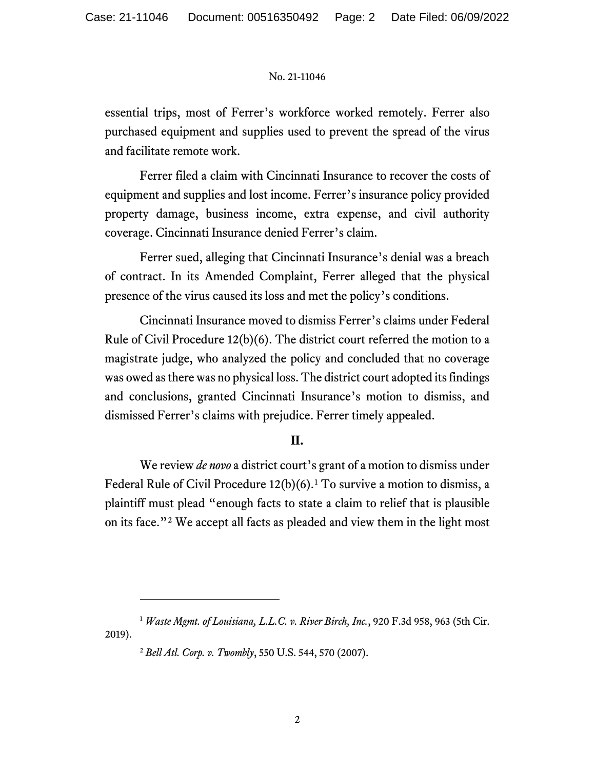essential trips, most of Ferrer's workforce worked remotely. Ferrer also purchased equipment and supplies used to prevent the spread of the virus and facilitate remote work.

Ferrer filed a claim with Cincinnati Insurance to recover the costs of equipment and supplies and lost income. Ferrer's insurance policy provided property damage, business income, extra expense, and civil authority coverage. Cincinnati Insurance denied Ferrer's claim.

Ferrer sued, alleging that Cincinnati Insurance's denial was a breach of contract. In its Amended Complaint, Ferrer alleged that the physical presence of the virus caused its loss and met the policy's conditions.

Cincinnati Insurance moved to dismiss Ferrer's claims under Federal Rule of Civil Procedure 12(b)(6). The district court referred the motion to a magistrate judge, who analyzed the policy and concluded that no coverage was owed as there was no physical loss. The district court adopted its findings and conclusions, granted Cincinnati Insurance's motion to dismiss, and dismissed Ferrer's claims with prejudice. Ferrer timely appealed.

## II.

We review *de novo* a district court's grant of a motion to dismiss under Federal Rule of Civil Procedure 12(b)(6).[1] To survive a motion to dismiss, a plaintiff must plead "enough facts to state a claim to relief that is plausible on its face."[2] We accept all facts as pleaded and view them in the light most

---

[1] *Waste Mgmt. of Louisiana, L.L.C. v. River Birch, Inc.*, 920 F.3d 958, 963 (5th Cir. 2019).

[2] *Bell Atl. Corp. v. Twombly*, 550 U.S. 544, 570 (2007).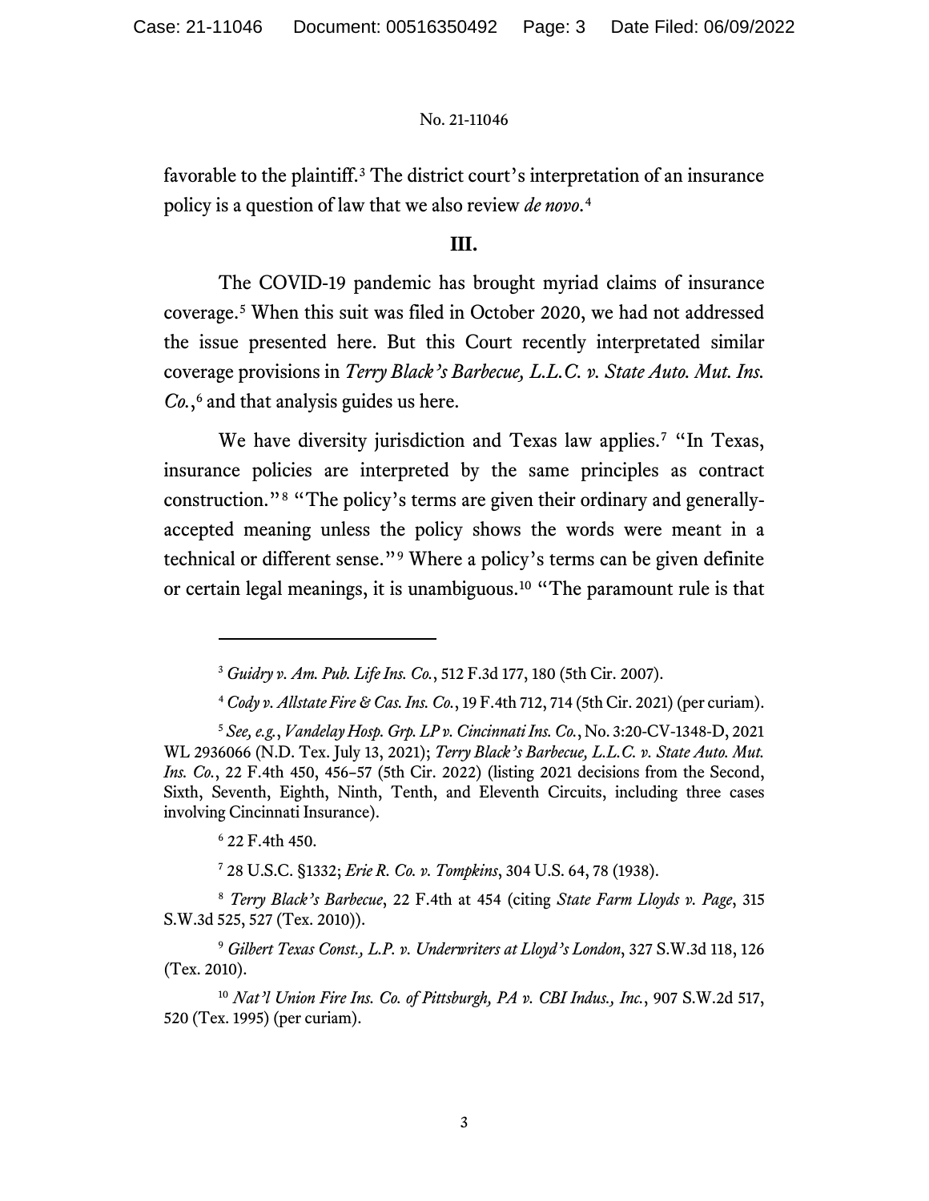favorable to the plaintiff.[3] The district court's interpretation of an insurance policy is a question of law that we also review *de novo*.[4]

### III.

The COVID-19 pandemic has brought myriad claims of insurance coverage.[5] When this suit was filed in October 2020, we had not addressed the issue presented here. But this Court recently interpretated similar coverage provisions in *Terry Black's Barbecue, L.L.C. v. State Auto. Mut. Ins. Co.*,[6] and that analysis guides us here.

We have diversity jurisdiction and Texas law applies.[7] "In Texas, insurance policies are interpreted by the same principles as contract construction."[8] "The policy's terms are given their ordinary and generally-accepted meaning unless the policy shows the words were meant in a technical or different sense."[9] Where a policy's terms can be given definite or certain legal meanings, it is unambiguous.[10] "The paramount rule is that

---

[3] *Guidry v. Am. Pub. Life Ins. Co.*, 512 F.3d 177, 180 (5th Cir. 2007).

[4] *Cody v. Allstate Fire & Cas. Ins. Co.*, 19 F.4th 712, 714 (5th Cir. 2021) (per curiam).

[5] *See, e.g.*, *Vandelay Hosp. Grp. LP v. Cincinnati Ins. Co.*, No. 3:20-CV-1348-D, 2021 WL 2936066 (N.D. Tex. July 13, 2021); *Terry Black's Barbecue, L.L.C. v. State Auto. Mut. Ins. Co.*, 22 F.4th 450, 456–57 (5th Cir. 2022) (listing 2021 decisions from the Second, Sixth, Seventh, Eighth, Ninth, Tenth, and Eleventh Circuits, including three cases involving Cincinnati Insurance).

[6] 22 F.4th 450.

[7] 28 U.S.C. §1332; *Erie R. Co. v. Tompkins*, 304 U.S. 64, 78 (1938).

[8] *Terry Black's Barbecue*, 22 F.4th at 454 (citing *State Farm Lloyds v. Page*, 315 S.W.3d 525, 527 (Tex. 2010)).

[9] *Gilbert Texas Const., L.P. v. Underwriters at Lloyd's London*, 327 S.W.3d 118, 126 (Tex. 2010).

[10] *Nat'l Union Fire Ins. Co. of Pittsburgh, PA v. CBI Indus., Inc.*, 907 S.W.2d 517, 520 (Tex. 1995) (per curiam).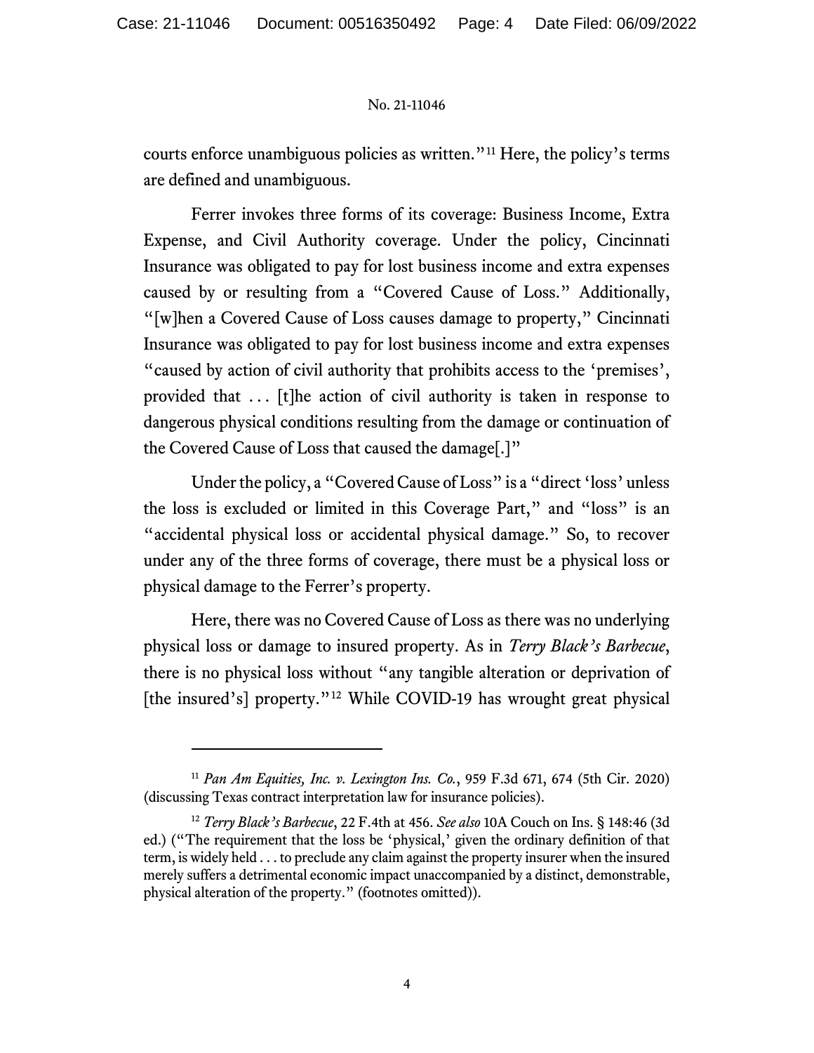courts enforce unambiguous policies as written."[11] Here, the policy's terms are defined and unambiguous.

Ferrer invokes three forms of its coverage: Business Income, Extra Expense, and Civil Authority coverage. Under the policy, Cincinnati Insurance was obligated to pay for lost business income and extra expenses caused by or resulting from a "Covered Cause of Loss." Additionally, "[w]hen a Covered Cause of Loss causes damage to property," Cincinnati Insurance was obligated to pay for lost business income and extra expenses "caused by action of civil authority that prohibits access to the 'premises', provided that . . . [t]he action of civil authority is taken in response to dangerous physical conditions resulting from the damage or continuation of the Covered Cause of Loss that caused the damage[.]"

Under the policy, a "Covered Cause of Loss" is a "direct 'loss' unless the loss is excluded or limited in this Coverage Part," and "loss" is an "accidental physical loss or accidental physical damage." So, to recover under any of the three forms of coverage, there must be a physical loss or physical damage to the Ferrer's property.

Here, there was no Covered Cause of Loss as there was no underlying physical loss or damage to insured property. As in *Terry Black's Barbecue*, there is no physical loss without "any tangible alteration or deprivation of [the insured's] property."[12] While COVID-19 has wrought great physical

---

[11] *Pan Am Equities, Inc. v. Lexington Ins. Co.*, 959 F.3d 671, 674 (5th Cir. 2020) (discussing Texas contract interpretation law for insurance policies).

[12] *Terry Black's Barbecue*, 22 F.4th at 456. *See also* 10A Couch on Ins. § 148:46 (3d ed.) ("The requirement that the loss be 'physical,' given the ordinary definition of that term, is widely held . . . to preclude any claim against the property insurer when the insured merely suffers a detrimental economic impact unaccompanied by a distinct, demonstrable, physical alteration of the property." (footnotes omitted)).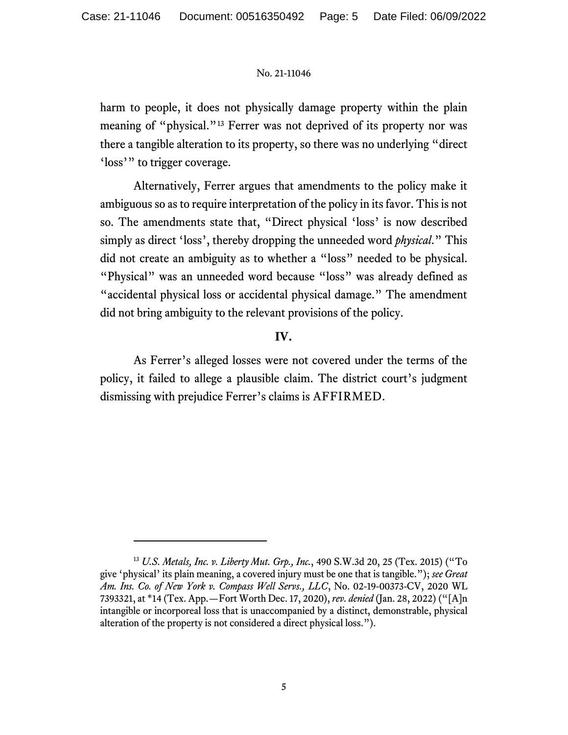harm to people, it does not physically damage property within the plain meaning of "physical."[13] Ferrer was not deprived of its property nor was there a tangible alteration to its property, so there was no underlying "direct 'loss'" to trigger coverage.

Alternatively, Ferrer argues that amendments to the policy make it ambiguous so as to require interpretation of the policy in its favor. This is not so. The amendments state that, "Direct physical 'loss' is now described simply as direct 'loss', thereby dropping the unneeded word *physical*." This did not create an ambiguity as to whether a "loss" needed to be physical. "Physical" was an unneeded word because "loss" was already defined as "accidental physical loss or accidental physical damage." The amendment did not bring ambiguity to the relevant provisions of the policy.

## IV.

As Ferrer's alleged losses were not covered under the terms of the policy, it failed to allege a plausible claim. The district court's judgment dismissing with prejudice Ferrer's claims is AFFIRMED.

---

[13] *U.S. Metals, Inc. v. Liberty Mut. Grp., Inc.*, 490 S.W.3d 20, 25 (Tex. 2015) ("To give 'physical' its plain meaning, a covered injury must be one that is tangible."); *see Great Am. Ins. Co. of New York v. Compass Well Servs., LLC*, No. 02-19-00373-CV, 2020 WL 7393321, at \*14 (Tex. App.—Fort Worth Dec. 17, 2020), *rev. denied* (Jan. 28, 2022) ("[A]n intangible or incorporeal loss that is unaccompanied by a distinct, demonstrable, physical alteration of the property is not considered a direct physical loss.").